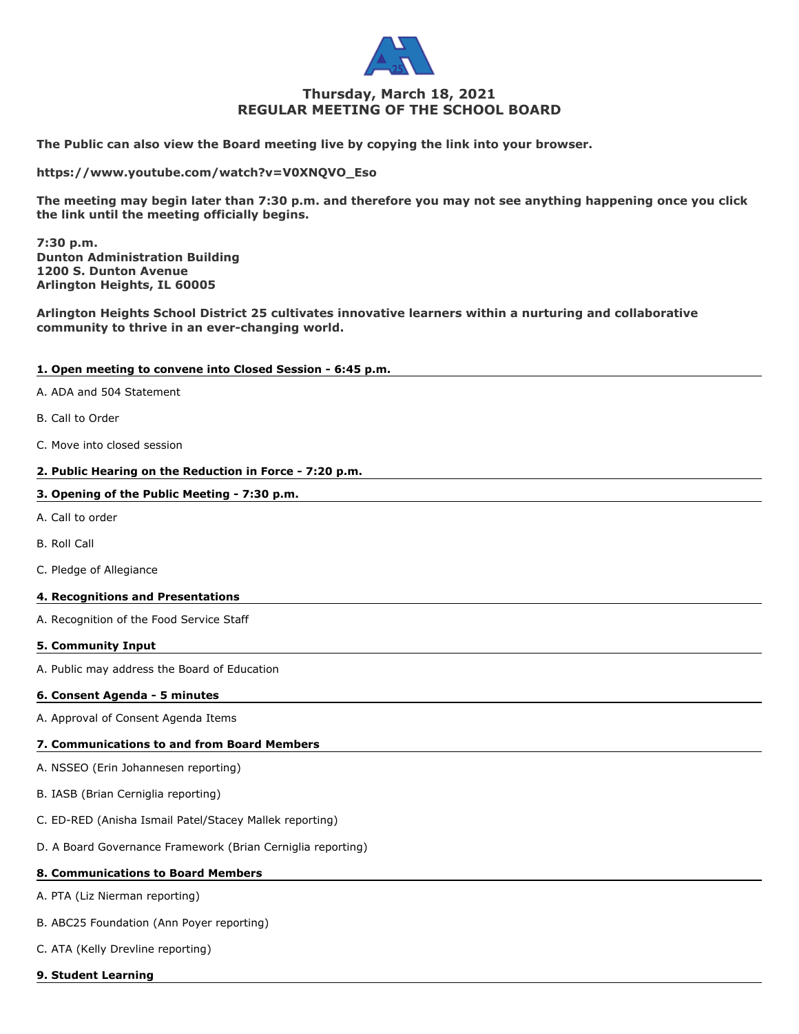## Thursday, March 18, 2021
## REGULAR MEETING OF THE SCHOOL BOARD

**The Public can also view the Board meeting live by copying the link into your browser.**

**https://www.youtube.com/watch?v=V0XNQVO_Eso**

**The meeting may begin later than 7:30 p.m. and therefore you may not see anything happening once you click the link until the meeting officially begins.**

**7:30 p.m.**
**Dunton Administration Building**
**1200 S. Dunton Avenue**
**Arlington Heights, IL 60005**

**Arlington Heights School District 25 cultivates innovative learners within a nurturing and collaborative community to thrive in an ever-changing world.**

### 1. Open meeting to convene into Closed Session - 6:45 p.m.

A. ADA and 504 Statement

B. Call to Order

C. Move into closed session

### 2. Public Hearing on the Reduction in Force - 7:20 p.m.

### 3. Opening of the Public Meeting - 7:30 p.m.

A. Call to order

B. Roll Call

C. Pledge of Allegiance

### 4. Recognitions and Presentations

A. Recognition of the Food Service Staff

### 5. Community Input

A. Public may address the Board of Education

### 6. Consent Agenda - 5 minutes

A. Approval of Consent Agenda Items

### 7. Communications to and from Board Members

A. NSSEO (Erin Johannesen reporting)

B. IASB (Brian Cerniglia reporting)

C. ED-RED (Anisha Ismail Patel/Stacey Mallek reporting)

D. A Board Governance Framework (Brian Cerniglia reporting)

### 8. Communications to Board Members

A. PTA (Liz Nierman reporting)

B. ABC25 Foundation (Ann Poyer reporting)

C. ATA (Kelly Drevline reporting)

### 9. Student Learning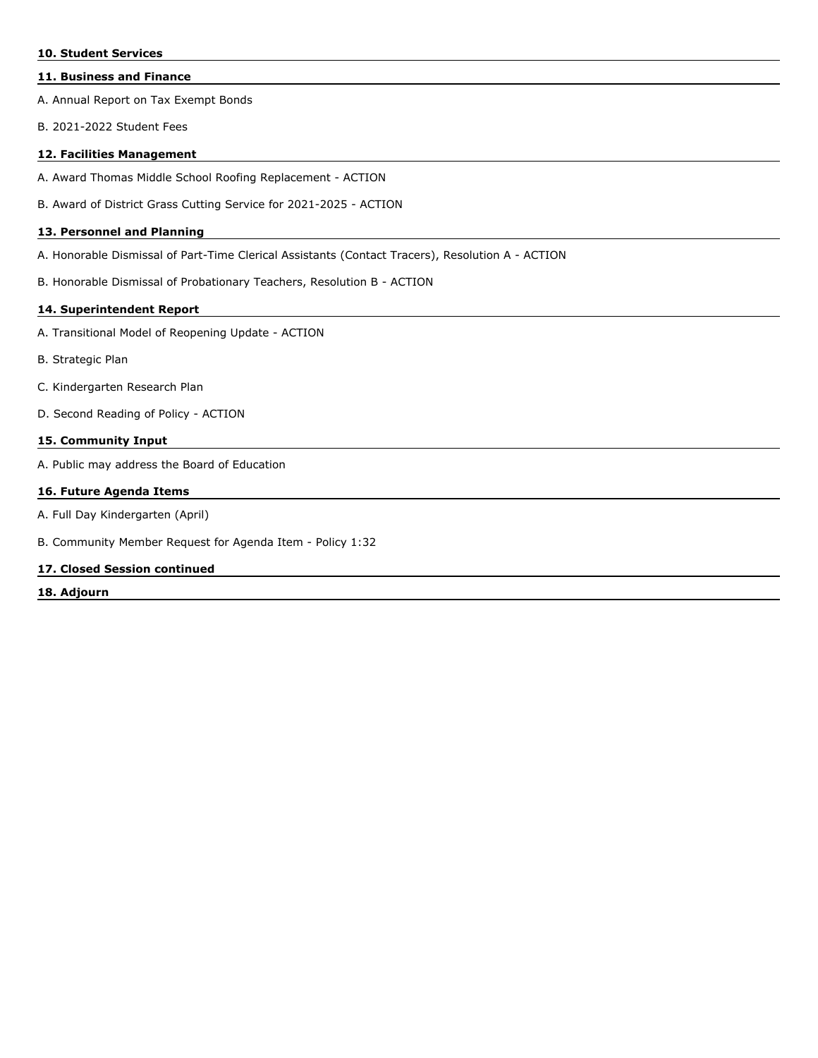**10. Student Services**

**11. Business and Finance**

A. Annual Report on Tax Exempt Bonds

B. 2021-2022 Student Fees

**12. Facilities Management**

A. Award Thomas Middle School Roofing Replacement - ACTION

B. Award of District Grass Cutting Service for 2021-2025 - ACTION

**13. Personnel and Planning**

A. Honorable Dismissal of Part-Time Clerical Assistants (Contact Tracers), Resolution A - ACTION

B. Honorable Dismissal of Probationary Teachers, Resolution B - ACTION

**14. Superintendent Report**

A. Transitional Model of Reopening Update - ACTION

B. Strategic Plan

C. Kindergarten Research Plan

D. Second Reading of Policy - ACTION

**15. Community Input**

A. Public may address the Board of Education

**16. Future Agenda Items**

A. Full Day Kindergarten (April)

B. Community Member Request for Agenda Item - Policy 1:32

**17. Closed Session continued**

**18. Adjourn**